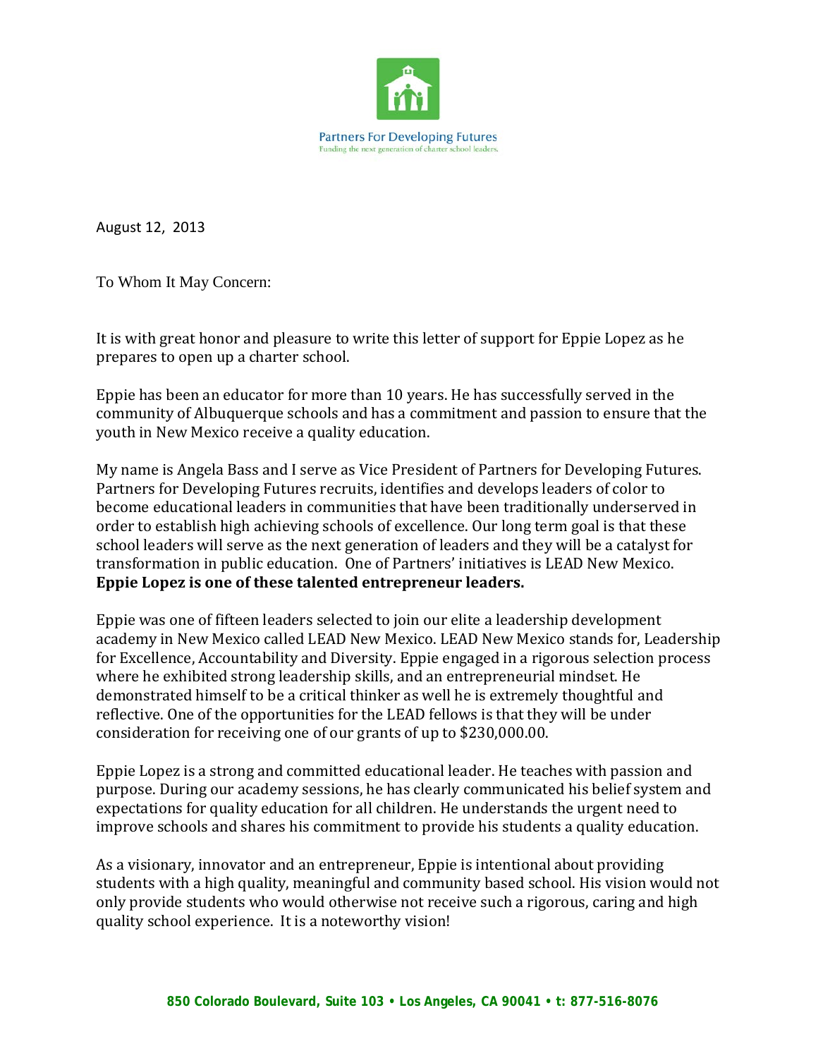Partners For Developing Futures

Funding the next generation of charter school leaders.

August 12, 2013

To Whom It May Concern:

It is with great honor and pleasure to write this letter of support for Eppie Lopez as he prepares to open up a charter school.

Eppie has been an educator for more than 10 years. He has successfully served in the community of Albuquerque schools and has a commitment and passion to ensure that the youth in New Mexico receive a quality education.

My name is Angela Bass and I serve as Vice President of Partners for Developing Futures. Partners for Developing Futures recruits, identifies and develops leaders of color to become educational leaders in communities that have been traditionally underserved in order to establish high achieving schools of excellence. Our long term goal is that these school leaders will serve as the next generation of leaders and they will be a catalyst for transformation in public education. One of Partners' initiatives is LEAD New Mexico. **Eppie Lopez is one of these talented entrepreneur leaders.**

Eppie was one of fifteen leaders selected to join our elite a leadership development academy in New Mexico called LEAD New Mexico. LEAD New Mexico stands for, Leadership for Excellence, Accountability and Diversity. Eppie engaged in a rigorous selection process where he exhibited strong leadership skills, and an entrepreneurial mindset. He demonstrated himself to be a critical thinker as well he is extremely thoughtful and reflective. One of the opportunities for the LEAD fellows is that they will be under consideration for receiving one of our grants of up to $230,000.00.

Eppie Lopez is a strong and committed educational leader. He teaches with passion and purpose. During our academy sessions, he has clearly communicated his belief system and expectations for quality education for all children. He understands the urgent need to improve schools and shares his commitment to provide his students a quality education.

As a visionary, innovator and an entrepreneur, Eppie is intentional about providing students with a high quality, meaningful and community based school. His vision would not only provide students who would otherwise not receive such a rigorous, caring and high quality school experience. It is a noteworthy vision!

**850 Colorado Boulevard, Suite 103 • Los Angeles, CA 90041 • t: 877-516-8076**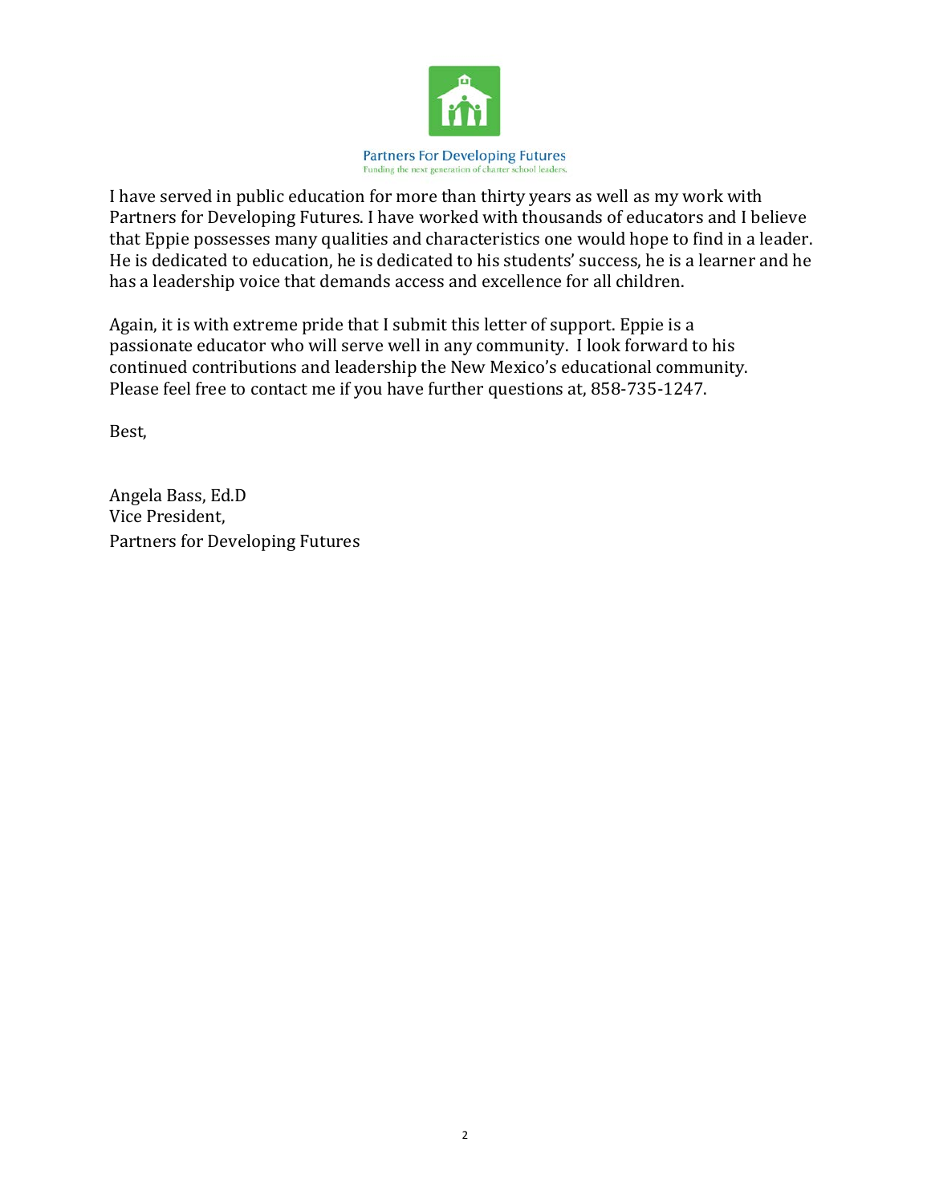Partners For Developing Futures
Funding the next generation of charter school leaders.

I have served in public education for more than thirty years as well as my work with Partners for Developing Futures. I have worked with thousands of educators and I believe that Eppie possesses many qualities and characteristics one would hope to find in a leader. He is dedicated to education, he is dedicated to his students' success, he is a learner and he has a leadership voice that demands access and excellence for all children.

Again, it is with extreme pride that I submit this letter of support. Eppie is a passionate educator who will serve well in any community. I look forward to his continued contributions and leadership the New Mexico's educational community. Please feel free to contact me if you have further questions at, 858-735-1247.

Best,

Angela Bass, Ed.D
Vice President,
Partners for Developing Futures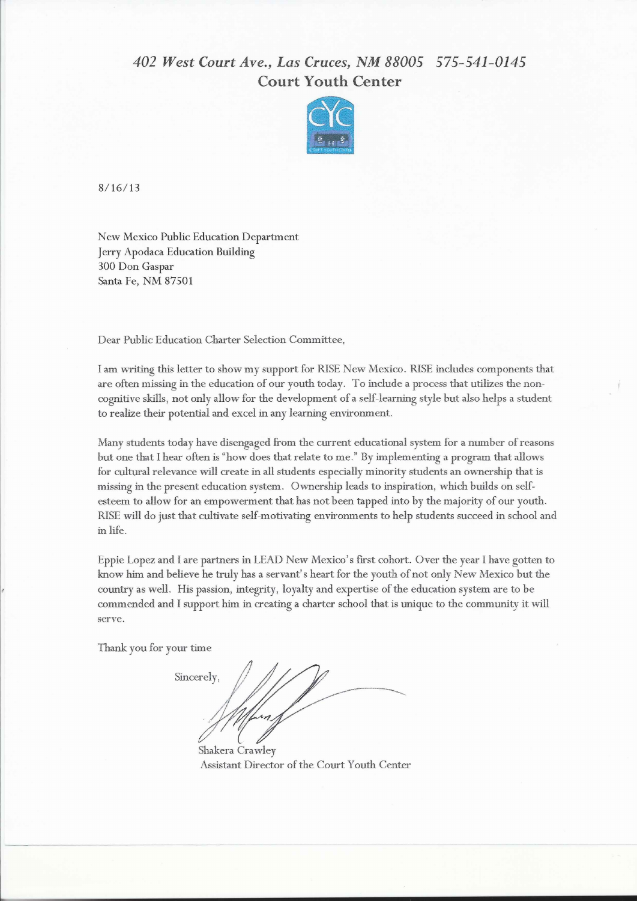*402 West Court Ave., Las Cruces, NM 88005   575-541-0145*

**Court Youth Center**

8/16/13

New Mexico Public Education Department
Jerry Apodaca Education Building
300 Don Gaspar
Santa Fe, NM 87501

Dear Public Education Charter Selection Committee,

I am writing this letter to show my support for RISE New Mexico. RISE includes components that are often missing in the education of our youth today. To include a process that utilizes the non-cognitive skills, not only allow for the development of a self-learning style but also helps a student to realize their potential and excel in any learning environment.

Many students today have disengaged from the current educational system for a number of reasons but one that I hear often is "how does that relate to me." By implementing a program that allows for cultural relevance will create in all students especially minority students an ownership that is missing in the present education system. Ownership leads to inspiration, which builds on self-esteem to allow for an empowerment that has not been tapped into by the majority of our youth. RISE will do just that cultivate self-motivating environments to help students succeed in school and in life.

Eppie Lopez and I are partners in LEAD New Mexico's first cohort. Over the year I have gotten to know him and believe he truly has a servant's heart for the youth of not only New Mexico but the country as well. His passion, integrity, loyalty and expertise of the education system are to be commended and I support him in creating a charter school that is unique to the community it will serve.

Thank you for your time

Sincerely,

Shakera Crawley
Assistant Director of the Court Youth Center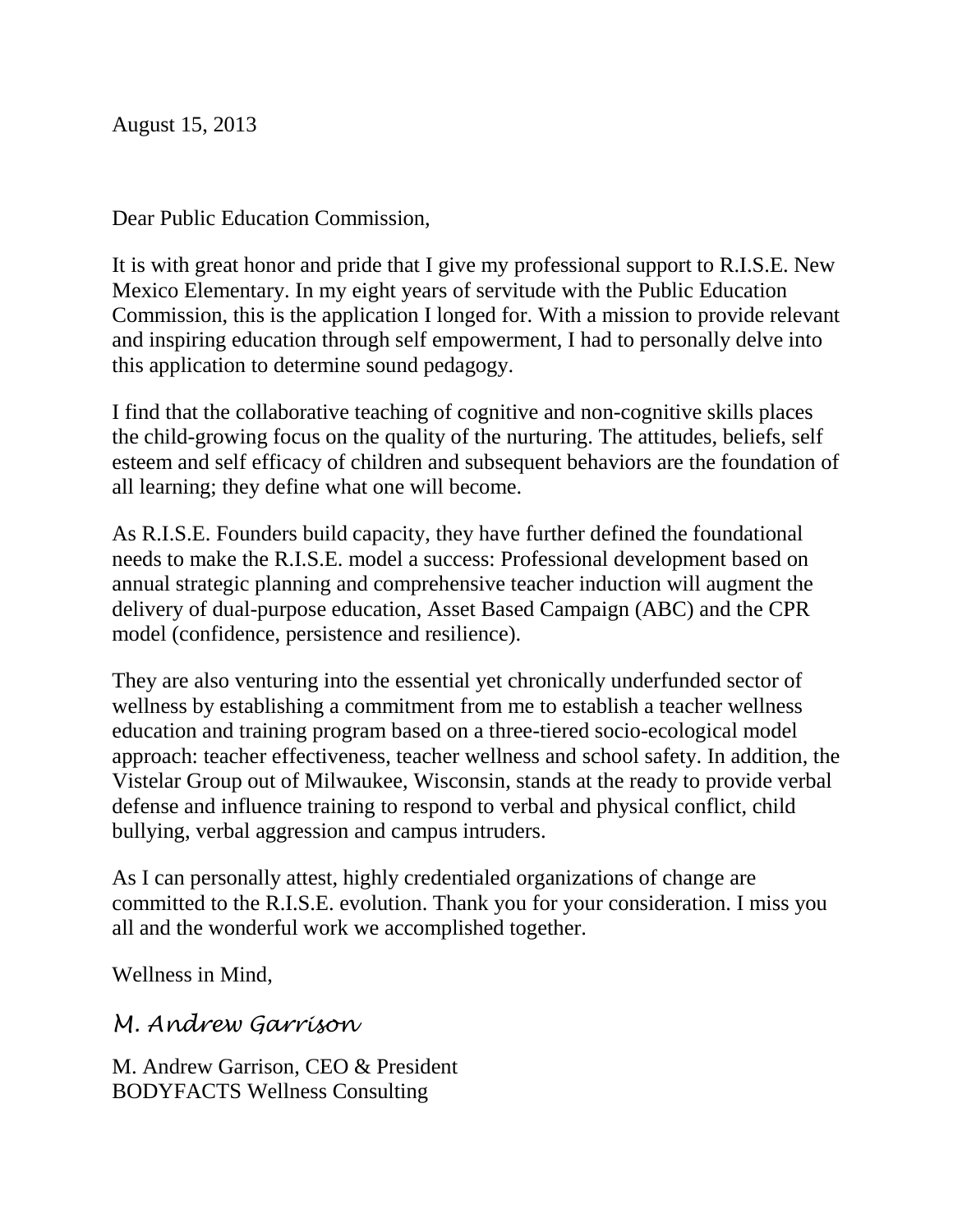August 15, 2013

Dear Public Education Commission,

It is with great honor and pride that I give my professional support to R.I.S.E. New Mexico Elementary. In my eight years of servitude with the Public Education Commission, this is the application I longed for. With a mission to provide relevant and inspiring education through self empowerment, I had to personally delve into this application to determine sound pedagogy.

I find that the collaborative teaching of cognitive and non-cognitive skills places the child-growing focus on the quality of the nurturing. The attitudes, beliefs, self esteem and self efficacy of children and subsequent behaviors are the foundation of all learning; they define what one will become.

As R.I.S.E. Founders build capacity, they have further defined the foundational needs to make the R.I.S.E. model a success: Professional development based on annual strategic planning and comprehensive teacher induction will augment the delivery of dual-purpose education, Asset Based Campaign (ABC) and the CPR model (confidence, persistence and resilience).

They are also venturing into the essential yet chronically underfunded sector of wellness by establishing a commitment from me to establish a teacher wellness education and training program based on a three-tiered socio-ecological model approach: teacher effectiveness, teacher wellness and school safety. In addition, the Vistelar Group out of Milwaukee, Wisconsin, stands at the ready to provide verbal defense and influence training to respond to verbal and physical conflict, child bullying, verbal aggression and campus intruders.

As I can personally attest, highly credentialed organizations of change are committed to the R.I.S.E. evolution. Thank you for your consideration. I miss you all and the wonderful work we accomplished together.

Wellness in Mind,

*M. Andrew Garrison*

M. Andrew Garrison, CEO & President
BODYFACTS Wellness Consulting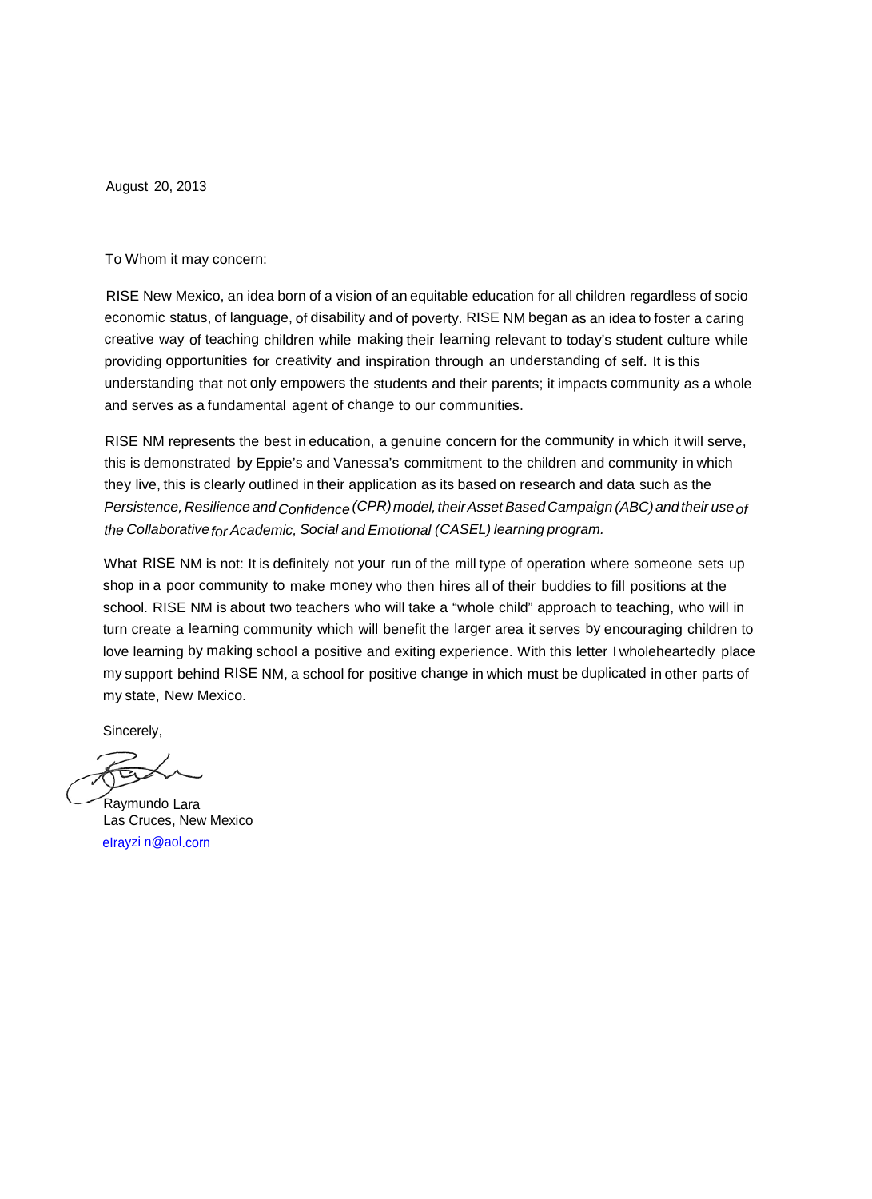August 20, 2013

To Whom it may concern:

RISE New Mexico, an idea born of a vision of an equitable education for all children regardless of socio economic status, of language, of disability and of poverty. RISE NM began as an idea to foster a caring creative way of teaching children while making their learning relevant to today's student culture while providing opportunities for creativity and inspiration through an understanding of self. It is this understanding that not only empowers the students and their parents; it impacts community as a whole and serves as a fundamental agent of change to our communities.

RISE NM represents the best in education, a genuine concern for the community in which it will serve, this is demonstrated by Eppie's and Vanessa's commitment to the children and community in which they live, this is clearly outlined in their application as its based on research and data such as the *Persistence, Resilience and Confidence (CPR) model, their Asset Based Campaign (ABC) and their use of the Collaborative for Academic, Social and Emotional (CASEL) learning program.*

What RISE NM is not: It is definitely not your run of the mill type of operation where someone sets up shop in a poor community to make money who then hires all of their buddies to fill positions at the school. RISE NM is about two teachers who will take a "whole child" approach to teaching, who will in turn create a learning community which will benefit the larger area it serves by encouraging children to love learning by making school a positive and exiting experience. With this letter I wholeheartedly place my support behind RISE NM, a school for positive change in which must be duplicated in other parts of my state, New Mexico.

Sincerely,

Raymundo Lara
Las Cruces, New Mexico
elrayzi n@aol.corn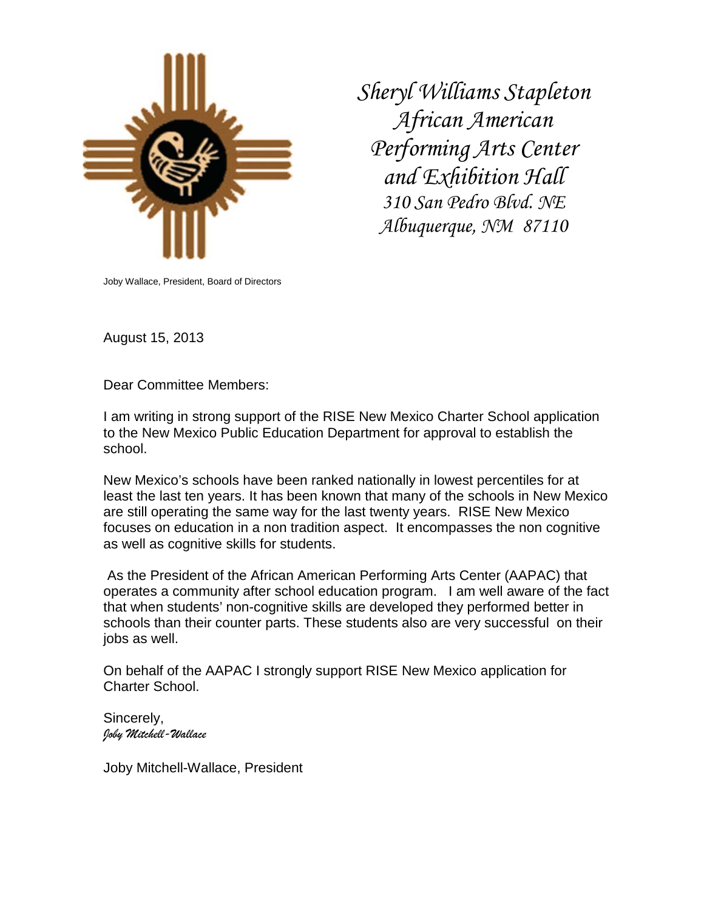*Sheryl Williams Stapleton*
*African American*
*Performing Arts Center*
*and Exhibition Hall*
*310 San Pedro Blvd. NE*
*Albuquerque, NM 87110*

Joby Wallace, President, Board of Directors

August 15, 2013

Dear Committee Members:

I am writing in strong support of the RISE New Mexico Charter School application to the New Mexico Public Education Department for approval to establish the school.

New Mexico's schools have been ranked nationally in lowest percentiles for at least the last ten years. It has been known that many of the schools in New Mexico are still operating the same way for the last twenty years. RISE New Mexico focuses on education in a non tradition aspect. It encompasses the non cognitive as well as cognitive skills for students.

As the President of the African American Performing Arts Center (AAPAC) that operates a community after school education program. I am well aware of the fact that when students' non-cognitive skills are developed they performed better in schools than their counter parts. These students also are very successful on their jobs as well.

On behalf of the AAPAC I strongly support RISE New Mexico application for Charter School.

Sincerely,
*Joby Mitchell-Wallace*

Joby Mitchell-Wallace, President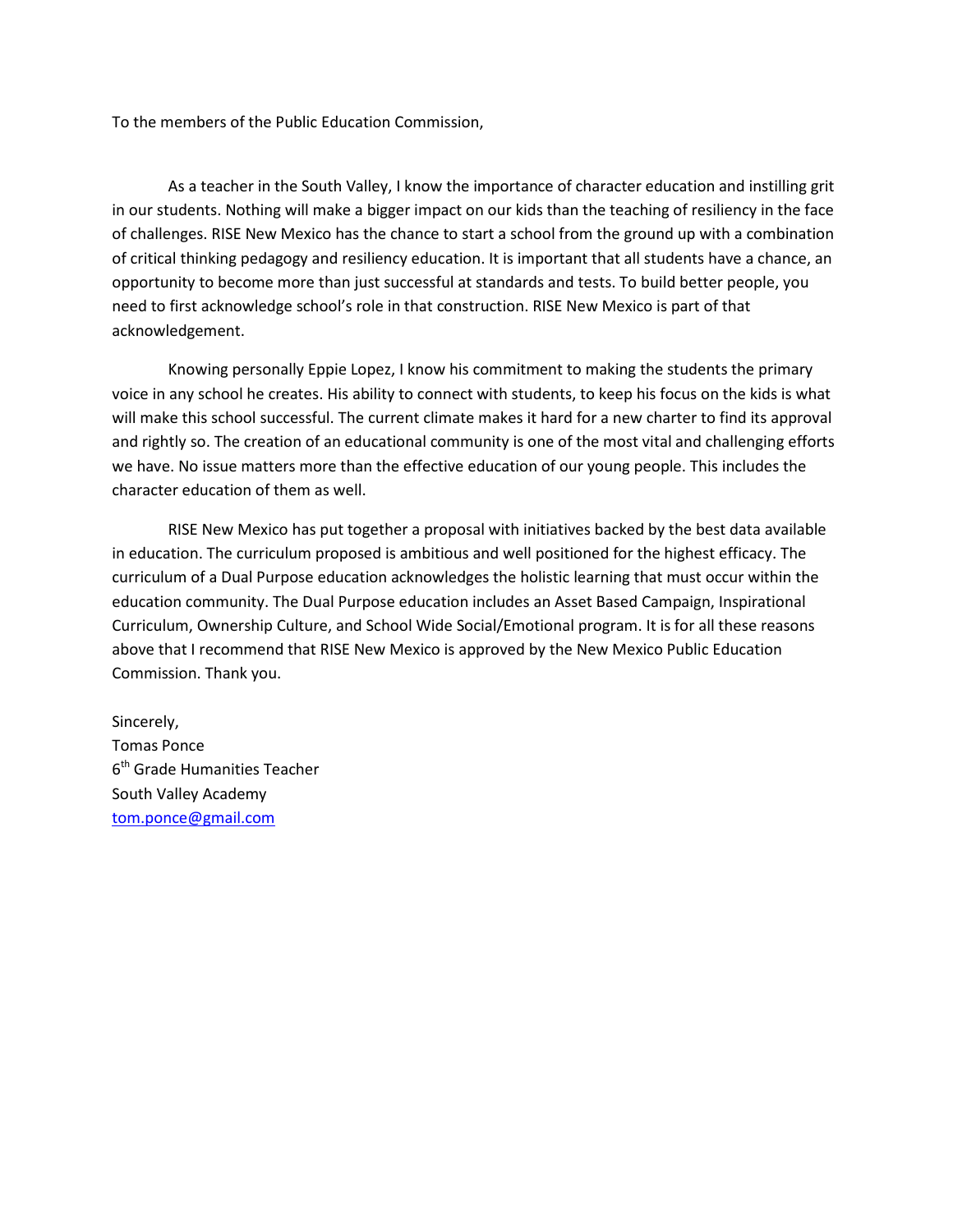To the members of the Public Education Commission,

As a teacher in the South Valley, I know the importance of character education and instilling grit in our students. Nothing will make a bigger impact on our kids than the teaching of resiliency in the face of challenges. RISE New Mexico has the chance to start a school from the ground up with a combination of critical thinking pedagogy and resiliency education. It is important that all students have a chance, an opportunity to become more than just successful at standards and tests. To build better people, you need to first acknowledge school's role in that construction. RISE New Mexico is part of that acknowledgement.

Knowing personally Eppie Lopez, I know his commitment to making the students the primary voice in any school he creates. His ability to connect with students, to keep his focus on the kids is what will make this school successful. The current climate makes it hard for a new charter to find its approval and rightly so. The creation of an educational community is one of the most vital and challenging efforts we have. No issue matters more than the effective education of our young people. This includes the character education of them as well.

RISE New Mexico has put together a proposal with initiatives backed by the best data available in education. The curriculum proposed is ambitious and well positioned for the highest efficacy. The curriculum of a Dual Purpose education acknowledges the holistic learning that must occur within the education community. The Dual Purpose education includes an Asset Based Campaign, Inspirational Curriculum, Ownership Culture, and School Wide Social/Emotional program. It is for all these reasons above that I recommend that RISE New Mexico is approved by the New Mexico Public Education Commission. Thank you.

Sincerely,
Tomas Ponce
6th Grade Humanities Teacher
South Valley Academy
tom.ponce@gmail.com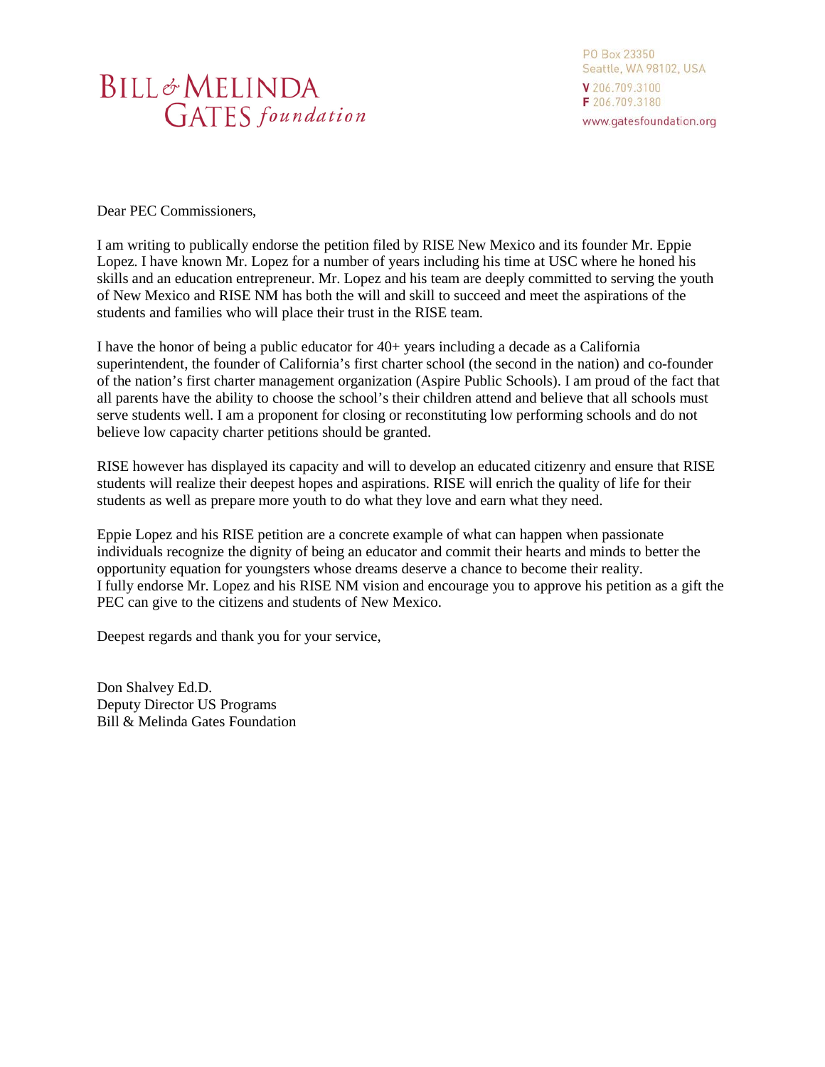**BILL & MELINDA GATES foundation**

PO Box 23350
Seattle, WA 98102, USA
**V** 206.709.3100
**F** 206.709.3180
www.gatesfoundation.org

Dear PEC Commissioners,

I am writing to publically endorse the petition filed by RISE New Mexico and its founder Mr. Eppie Lopez. I have known Mr. Lopez for a number of years including his time at USC where he honed his skills and an education entrepreneur. Mr. Lopez and his team are deeply committed to serving the youth of New Mexico and RISE NM has both the will and skill to succeed and meet the aspirations of the students and families who will place their trust in the RISE team.

I have the honor of being a public educator for 40+ years including a decade as a California superintendent, the founder of California's first charter school (the second in the nation) and co-founder of the nation's first charter management organization (Aspire Public Schools). I am proud of the fact that all parents have the ability to choose the school's their children attend and believe that all schools must serve students well. I am a proponent for closing or reconstituting low performing schools and do not believe low capacity charter petitions should be granted.

RISE however has displayed its capacity and will to develop an educated citizenry and ensure that RISE students will realize their deepest hopes and aspirations. RISE will enrich the quality of life for their students as well as prepare more youth to do what they love and earn what they need.

Eppie Lopez and his RISE petition are a concrete example of what can happen when passionate individuals recognize the dignity of being an educator and commit their hearts and minds to better the opportunity equation for youngsters whose dreams deserve a chance to become their reality.
I fully endorse Mr. Lopez and his RISE NM vision and encourage you to approve his petition as a gift the PEC can give to the citizens and students of New Mexico.

Deepest regards and thank you for your service,

Don Shalvey Ed.D.
Deputy Director US Programs
Bill & Melinda Gates Foundation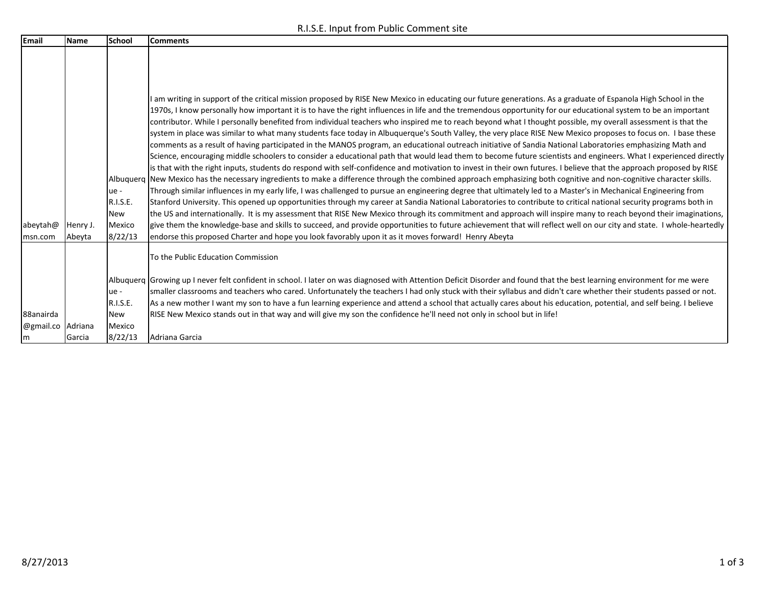# R.I.S.E. Input from Public Comment site

| Email | Name | School | Comments |
|---|---|---|---|
| abeytah@msn.com | Henry J. Abeyta | Albuquerque - R.I.S.E. New Mexico 8/22/13 | I am writing in support of the critical mission proposed by RISE New Mexico in educating our future generations. As a graduate of Espanola High School in the 1970s, I know personally how important it is to have the right influences in life and the tremendous opportunity for our educational system to be an important contributor. While I personally benefited from individual teachers who inspired me to reach beyond what I thought possible, my overall assessment is that the system in place was similar to what many students face today in Albuquerque's South Valley, the very place RISE New Mexico proposes to focus on. I base these comments as a result of having participated in the MANOS program, an educational outreach initiative of Sandia National Laboratories emphasizing Math and Science, encouraging middle schoolers to consider a educational path that would lead them to become future scientists and engineers. What I experienced directly is that with the right inputs, students do respond with self-confidence and motivation to invest in their own futures. I believe that the approach proposed by RISE New Mexico has the necessary ingredients to make a difference through the combined approach emphasizing both cognitive and non-cognitive character skills. Through similar influences in my early life, I was challenged to pursue an engineering degree that ultimately led to a Master's in Mechanical Engineering from Stanford University. This opened up opportunities through my career at Sandia National Laboratories to contribute to critical national security programs both in the US and internationally. It is my assessment that RISE New Mexico through its commitment and approach will inspire many to reach beyond their imaginations, give them the knowledge-base and skills to succeed, and provide opportunities to future achievement that will reflect well on our city and state. I whole-heartedly endorse this proposed Charter and hope you look favorably upon it as it moves forward! Henry Abeyta |
| 88anairda@gmail.com | Adriana Garcia | Albuquerque - R.I.S.E. New Mexico 8/22/13 | To the Public Education Commission<br><br>Growing up I never felt confident in school. I later on was diagnosed with Attention Deficit Disorder and found that the best learning environment for me were smaller classrooms and teachers who cared. Unfortunately the teachers I had only stuck with their syllabus and didn't care whether their students passed or not. As a new mother I want my son to have a fun learning experience and attend a school that actually cares about his education, potential, and self being. I believe RISE New Mexico stands out in that way and will give my son the confidence he'll need not only in school but in life!<br><br>Adriana Garcia |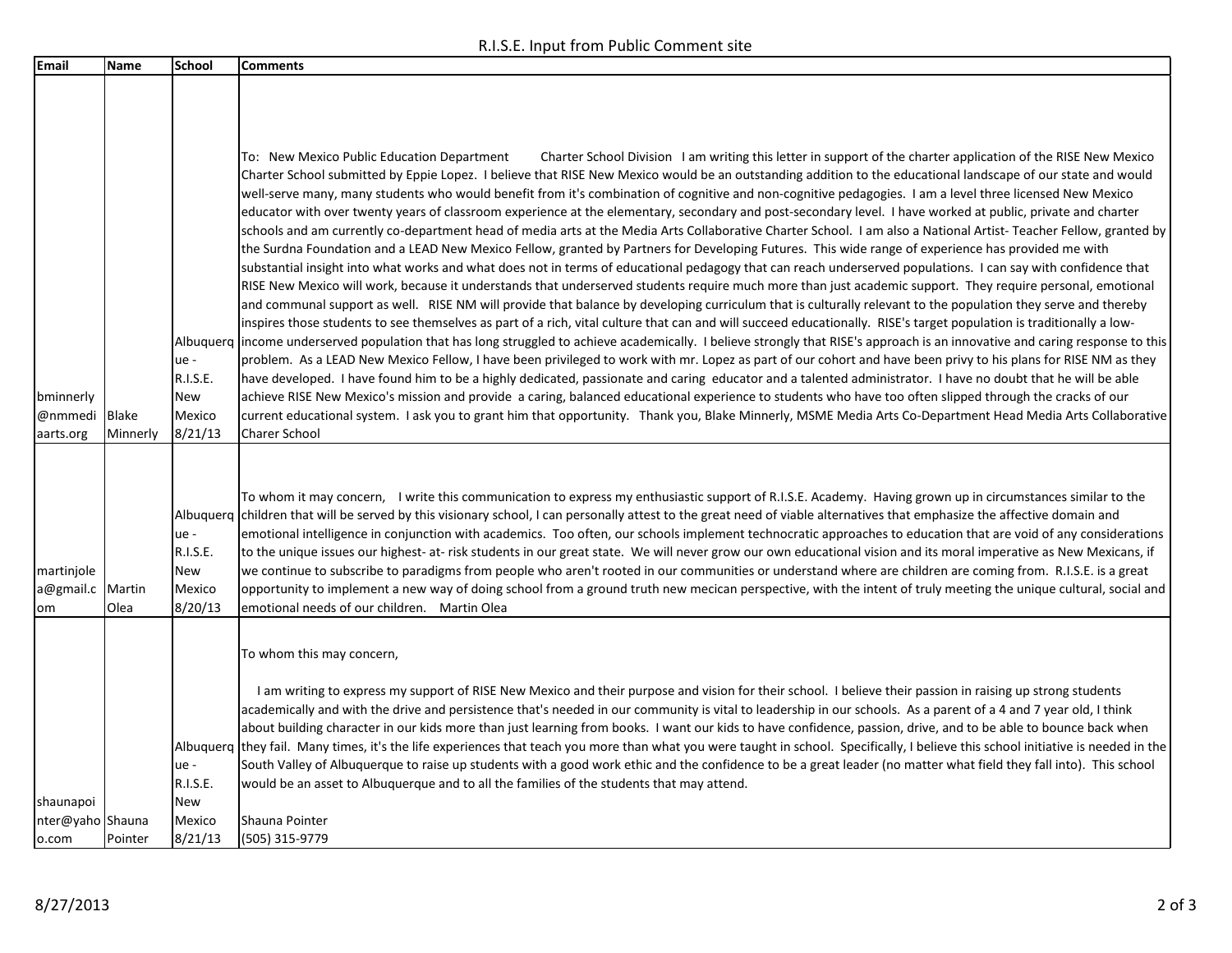# R.I.S.E. Input from Public Comment site

| Email | Name | School | Comments |
|---|---|---|---|
| bminnerly@nmmediaarts.org | Blake Minnerly | Albuquerque - R.I.S.E. New Mexico 8/21/13 | To: New Mexico Public Education Department Charter School Division I am writing this letter in support of the charter application of the RISE New Mexico Charter School submitted by Eppie Lopez. I believe that RISE New Mexico would be an outstanding addition to the educational landscape of our state and would well-serve many, many students who would benefit from it's combination of cognitive and non-cognitive pedagogies. I am a level three licensed New Mexico educator with over twenty years of classroom experience at the elementary, secondary and post-secondary level. I have worked at public, private and charter schools and am currently co-department head of media arts at the Media Arts Collaborative Charter School. I am also a National Artist- Teacher Fellow, granted by the Surdna Foundation and a LEAD New Mexico Fellow, granted by Partners for Developing Futures. This wide range of experience has provided me with substantial insight into what works and what does not in terms of educational pedagogy that can reach underserved populations. I can say with confidence that RISE New Mexico will work, because it understands that underserved students require much more than just academic support. They require personal, emotional and communal support as well. RISE NM will provide that balance by developing curriculum that is culturally relevant to the population they serve and thereby inspires those students to see themselves as part of a rich, vital culture that can and will succeed educationally. RISE's target population is traditionally a low-income underserved population that has long struggled to achieve academically. I believe strongly that RISE's approach is an innovative and caring response to this problem. As a LEAD New Mexico Fellow, I have been privileged to work with mr. Lopez as part of our cohort and have been privy to his plans for RISE NM as they have developed. I have found him to be a highly dedicated, passionate and caring educator and a talented administrator. I have no doubt that he will be able achieve RISE New Mexico's mission and provide a caring, balanced educational experience to students who have too often slipped through the cracks of our current educational system. I ask you to grant him that opportunity. Thank you, Blake Minnerly, MSME Media Arts Co-Department Head Media Arts Collaborative Charer School |
| martinjolea@gmail.com | Martin Olea | Albuquerque - R.I.S.E. New Mexico 8/20/13 | To whom it may concern, I write this communication to express my enthusiastic support of R.I.S.E. Academy. Having grown up in circumstances similar to the children that will be served by this visionary school, I can personally attest to the great need of viable alternatives that emphasize the affective domain and emotional intelligence in conjunction with academics. Too often, our schools implement technocratic approaches to education that are void of any considerations to the unique issues our highest- at- risk students in our great state. We will never grow our own educational vision and its moral imperative as New Mexicans, if we continue to subscribe to paradigms from people who aren't rooted in our communities or understand where are children are coming from. R.I.S.E. is a great opportunity to implement a new way of doing school from a ground truth new mecican perspective, with the intent of truly meeting the unique cultural, social and emotional needs of our children. Martin Olea |
| shaunapointer@yahoo.com | Shauna Pointer | Albuquerque - R.I.S.E. New Mexico 8/21/13 | To whom this may concern,<br><br>I am writing to express my support of RISE New Mexico and their purpose and vision for their school. I believe their passion in raising up strong students academically and with the drive and persistence that's needed in our community is vital to leadership in our schools. As a parent of a 4 and 7 year old, I think about building character in our kids more than just learning from books. I want our kids to have confidence, passion, drive, and to be able to bounce back when they fail. Many times, it's the life experiences that teach you more than what you were taught in school. Specifically, I believe this school initiative is needed in the South Valley of Albuquerque to raise up students with a good work ethic and the confidence to be a great leader (no matter what field they fall into). This school would be an asset to Albuquerque and to all the families of the students that may attend.<br><br>Shauna Pointer<br>(505) 315-9779 |

8/27/2013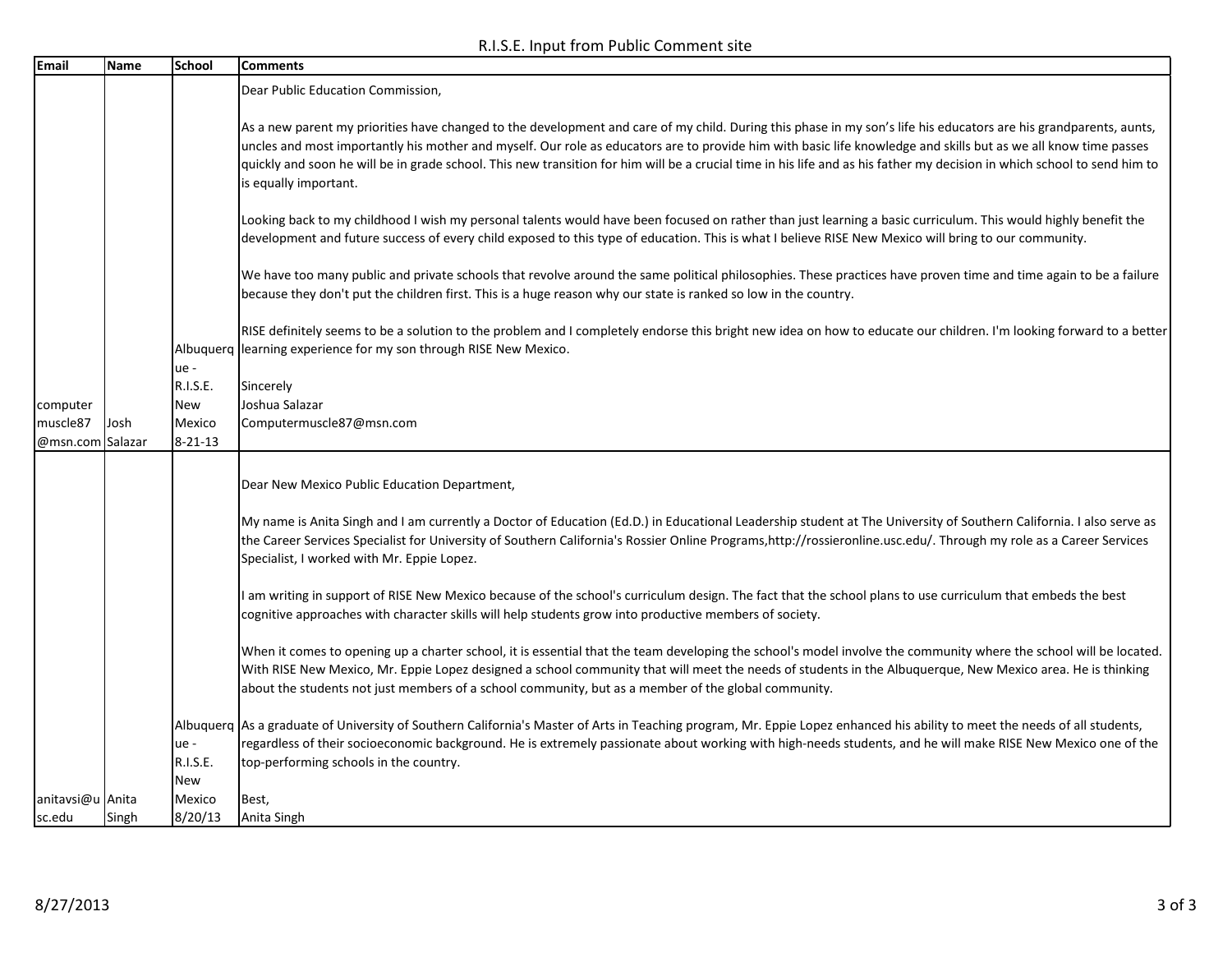# R.I.S.E. Input from Public Comment site

| Email | Name | School | Comments |
| --- | --- | --- | --- |
| computermuscle87@msn.com | Josh Salazar | Albuquerque - R.I.S.E. New Mexico 8-21-13 | Dear Public Education Commission,<br><br>As a new parent my priorities have changed to the development and care of my child. During this phase in my son's life his educators are his grandparents, aunts, uncles and most importantly his mother and myself. Our role as educators are to provide him with basic life knowledge and skills but as we all know time passes quickly and soon he will be in grade school. This new transition for him will be a crucial time in his life and as his father my decision in which school to send him to is equally important.<br><br>Looking back to my childhood I wish my personal talents would have been focused on rather than just learning a basic curriculum. This would highly benefit the development and future success of every child exposed to this type of education. This is what I believe RISE New Mexico will bring to our community.<br><br>We have too many public and private schools that revolve around the same political philosophies. These practices have proven time and time again to be a failure because they don't put the children first. This is a huge reason why our state is ranked so low in the country.<br><br>RISE definitely seems to be a solution to the problem and I completely endorse this bright new idea on how to educate our children. I'm looking forward to a better learning experience for my son through RISE New Mexico.<br><br>Sincerely<br>Joshua Salazar<br>Computermuscle87@msn.com |
| anitavsi@usc.edu | Anita Singh | Albuquerque - R.I.S.E. New Mexico 8/20/13 | Dear New Mexico Public Education Department,<br><br>My name is Anita Singh and I am currently a Doctor of Education (Ed.D.) in Educational Leadership student at The University of Southern California. I also serve as the Career Services Specialist for University of Southern California's Rossier Online Programs,http://rossieronline.usc.edu/. Through my role as a Career Services Specialist, I worked with Mr. Eppie Lopez.<br><br>I am writing in support of RISE New Mexico because of the school's curriculum design. The fact that the school plans to use curriculum that embeds the best cognitive approaches with character skills will help students grow into productive members of society.<br><br>When it comes to opening up a charter school, it is essential that the team developing the school's model involve the community where the school will be located. With RISE New Mexico, Mr. Eppie Lopez designed a school community that will meet the needs of students in the Albuquerque, New Mexico area. He is thinking about the students not just members of a school community, but as a member of the global community.<br><br>As a graduate of University of Southern California's Master of Arts in Teaching program, Mr. Eppie Lopez enhanced his ability to meet the needs of all students, regardless of their socioeconomic background. He is extremely passionate about working with high-needs students, and he will make RISE New Mexico one of the top-performing schools in the country.<br><br>Best,<br>Anita Singh |

8/27/2013